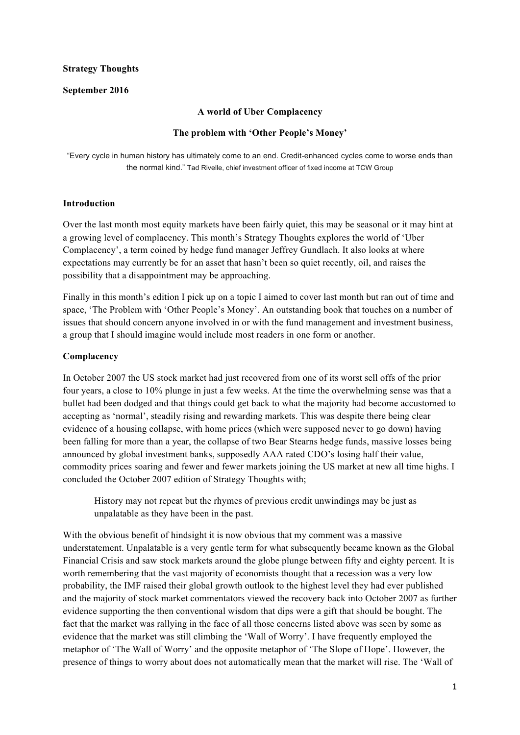**Strategy Thoughts**

**September 2016**

**A world of Uber Complacency**

**The problem with 'Other People's Money'**

"Every cycle in human history has ultimately come to an end. Credit-enhanced cycles come to worse ends than the normal kind." Tad Rivelle, chief investment officer of fixed income at TCW Group

**Introduction**

Over the last month most equity markets have been fairly quiet, this may be seasonal or it may hint at a growing level of complacency. This month's Strategy Thoughts explores the world of 'Uber Complacency', a term coined by hedge fund manager Jeffrey Gundlach. It also looks at where expectations may currently be for an asset that hasn't been so quiet recently, oil, and raises the possibility that a disappointment may be approaching.

Finally in this month's edition I pick up on a topic I aimed to cover last month but ran out of time and space, 'The Problem with 'Other People's Money'. An outstanding book that touches on a number of issues that should concern anyone involved in or with the fund management and investment business, a group that I should imagine would include most readers in one form or another.

**Complacency**

In October 2007 the US stock market had just recovered from one of its worst sell offs of the prior four years, a close to 10% plunge in just a few weeks. At the time the overwhelming sense was that a bullet had been dodged and that things could get back to what the majority had become accustomed to accepting as 'normal', steadily rising and rewarding markets. This was despite there being clear evidence of a housing collapse, with home prices (which were supposed never to go down) having been falling for more than a year, the collapse of two Bear Stearns hedge funds, massive losses being announced by global investment banks, supposedly AAA rated CDO's losing half their value, commodity prices soaring and fewer and fewer markets joining the US market at new all time highs. I concluded the October 2007 edition of Strategy Thoughts with;

> History may not repeat but the rhymes of previous credit unwindings may be just as unpalatable as they have been in the past.

With the obvious benefit of hindsight it is now obvious that my comment was a massive understatement. Unpalatable is a very gentle term for what subsequently became known as the Global Financial Crisis and saw stock markets around the globe plunge between fifty and eighty percent. It is worth remembering that the vast majority of economists thought that a recession was a very low probability, the IMF raised their global growth outlook to the highest level they had ever published and the majority of stock market commentators viewed the recovery back into October 2007 as further evidence supporting the then conventional wisdom that dips were a gift that should be bought. The fact that the market was rallying in the face of all those concerns listed above was seen by some as evidence that the market was still climbing the 'Wall of Worry'. I have frequently employed the metaphor of 'The Wall of Worry' and the opposite metaphor of 'The Slope of Hope'. However, the presence of things to worry about does not automatically mean that the market will rise. The 'Wall of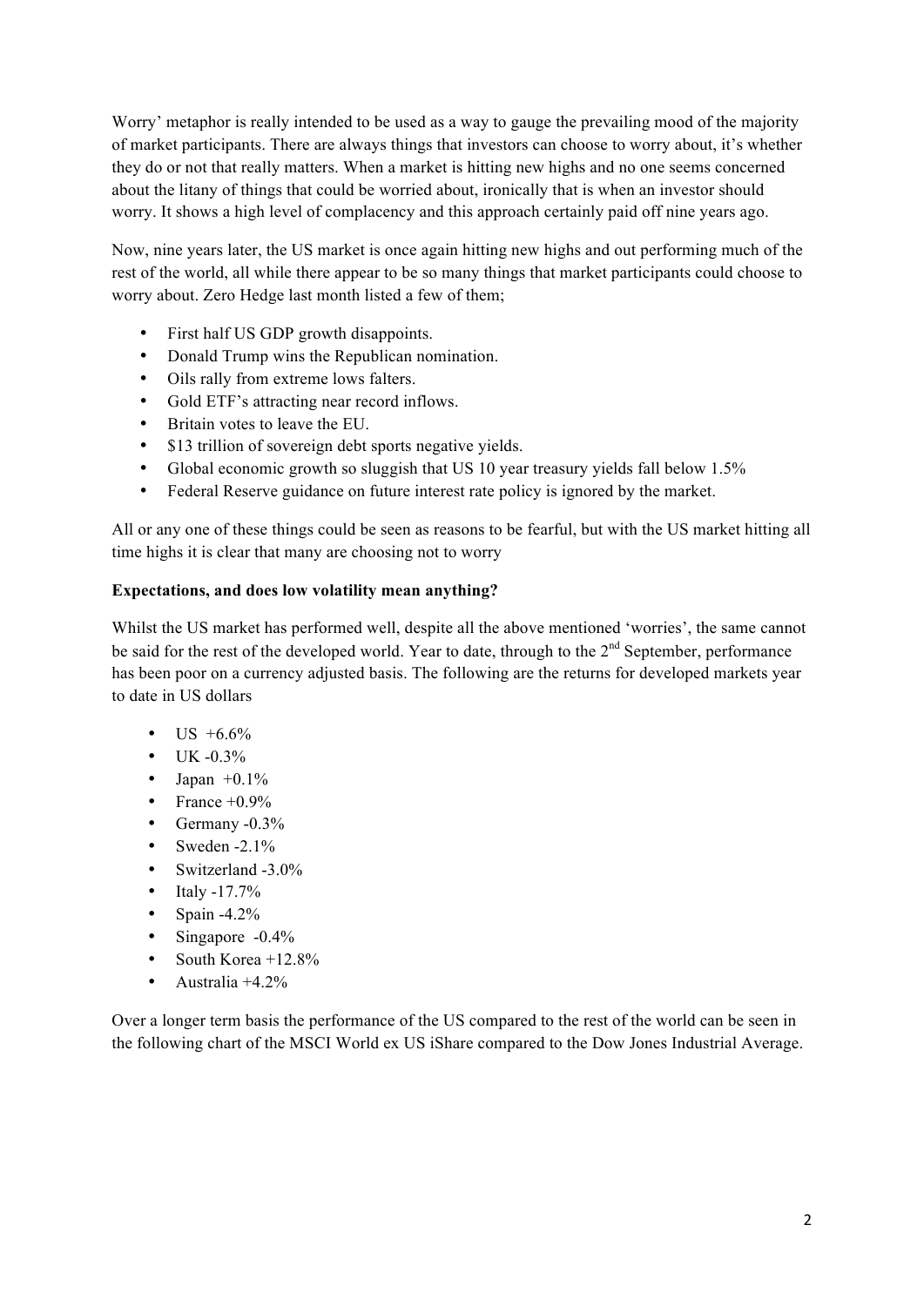Worry' metaphor is really intended to be used as a way to gauge the prevailing mood of the majority of market participants. There are always things that investors can choose to worry about, it's whether they do or not that really matters. When a market is hitting new highs and no one seems concerned about the litany of things that could be worried about, ironically that is when an investor should worry. It shows a high level of complacency and this approach certainly paid off nine years ago.

Now, nine years later, the US market is once again hitting new highs and out performing much of the rest of the world, all while there appear to be so many things that market participants could choose to worry about. Zero Hedge last month listed a few of them;

- First half US GDP growth disappoints.
- Donald Trump wins the Republican nomination.
- Oils rally from extreme lows falters.
- Gold ETF's attracting near record inflows.
- Britain votes to leave the EU.
- $13 trillion of sovereign debt sports negative yields.
- Global economic growth so sluggish that US 10 year treasury yields fall below 1.5%
- Federal Reserve guidance on future interest rate policy is ignored by the market.

All or any one of these things could be seen as reasons to be fearful, but with the US market hitting all time highs it is clear that many are choosing not to worry

**Expectations, and does low volatility mean anything?**

Whilst the US market has performed well, despite all the above mentioned 'worries', the same cannot be said for the rest of the developed world. Year to date, through to the 2nd September, performance has been poor on a currency adjusted basis. The following are the returns for developed markets year to date in US dollars

- US +6.6%
- UK -0.3%
- Japan +0.1%
- France +0.9%
- Germany -0.3%
- Sweden -2.1%
- Switzerland -3.0%
- Italy -17.7%
- Spain -4.2%
- Singapore -0.4%
- South Korea +12.8%
- Australia +4.2%

Over a longer term basis the performance of the US compared to the rest of the world can be seen in the following chart of the MSCI World ex US iShare compared to the Dow Jones Industrial Average.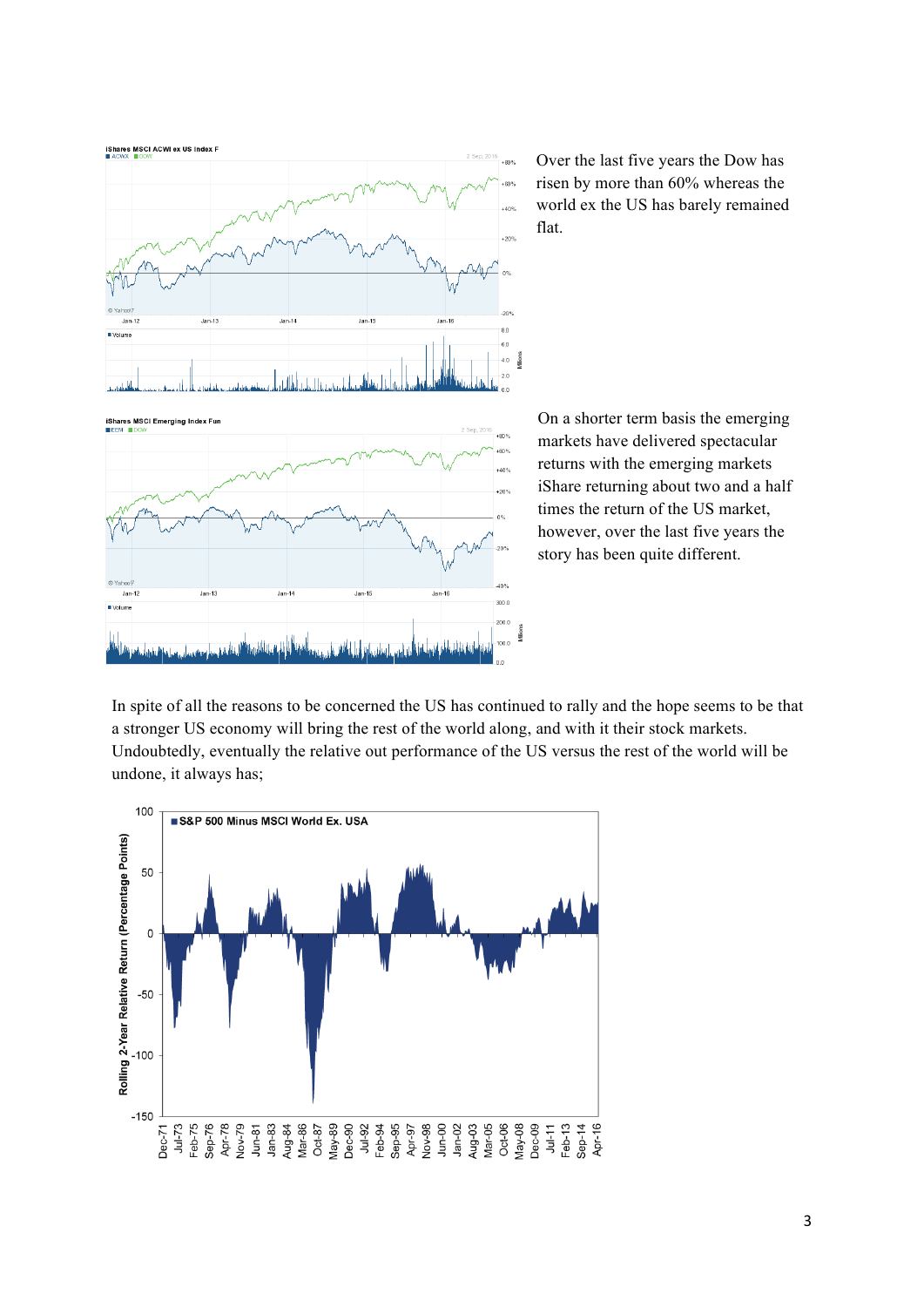Over the last five years the Dow has risen by more than 60% whereas the world ex the US has barely remained flat.

On a shorter term basis the emerging markets have delivered spectacular returns with the emerging markets iShare returning about two and a half times the return of the US market, however, over the last five years the story has been quite different.

In spite of all the reasons to be concerned the US has continued to rally and the hope seems to be that a stronger US economy will bring the rest of the world along, and with it their stock markets. Undoubtedly, eventually the relative out performance of the US versus the rest of the world will be undone, it always has;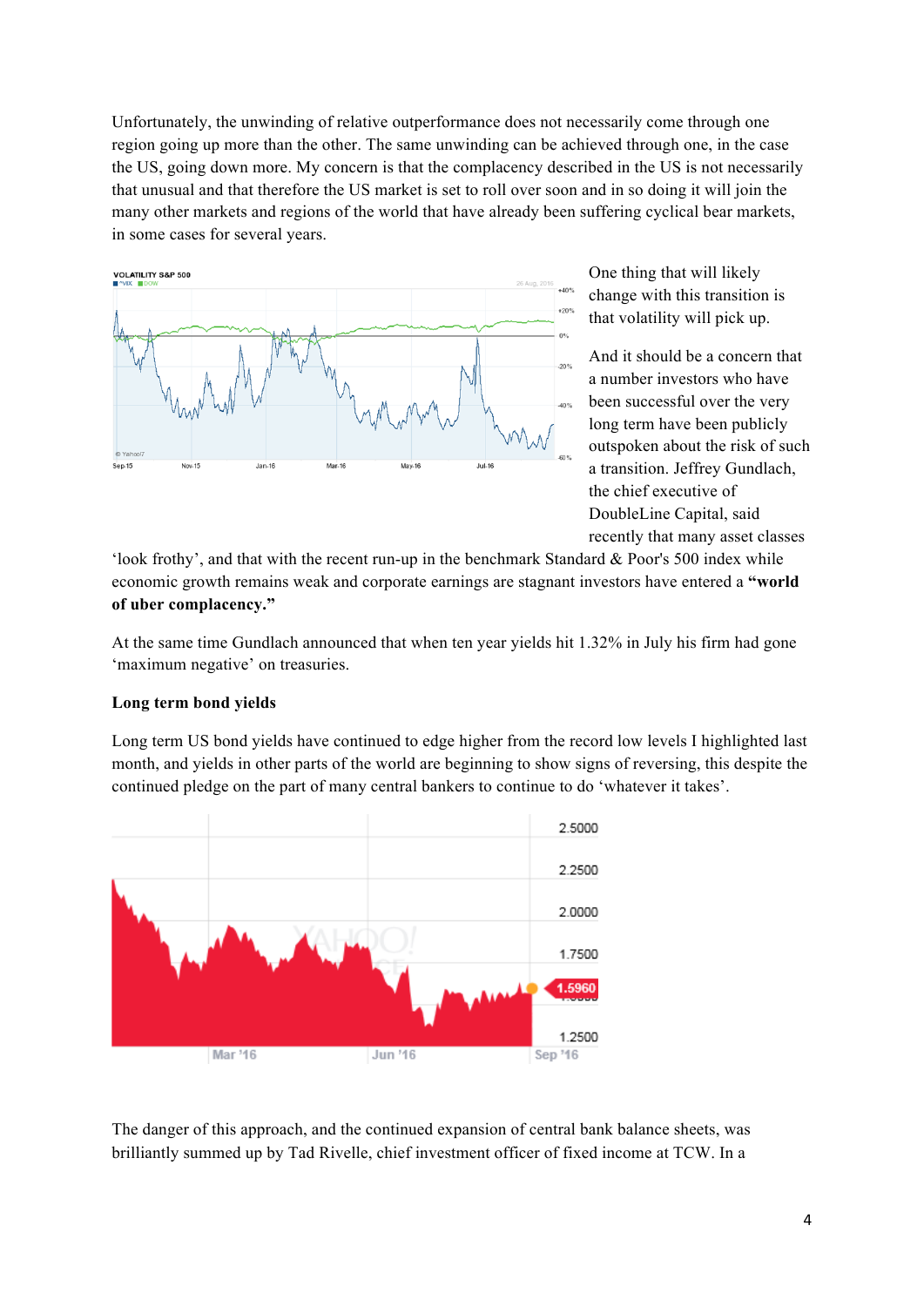Unfortunately, the unwinding of relative outperformance does not necessarily come through one region going up more than the other. The same unwinding can be achieved through one, in the case the US, going down more. My concern is that the complacency described in the US is not necessarily that unusual and that therefore the US market is set to roll over soon and in so doing it will join the many other markets and regions of the world that have already been suffering cyclical bear markets, in some cases for several years.

One thing that will likely change with this transition is that volatility will pick up.

And it should be a concern that a number investors who have been successful over the very long term have been publicly outspoken about the risk of such a transition. Jeffrey Gundlach, the chief executive of DoubleLine Capital, said recently that many asset classes 'look frothy', and that with the recent run-up in the benchmark Standard & Poor's 500 index while economic growth remains weak and corporate earnings are stagnant investors have entered a **"world of uber complacency."**

At the same time Gundlach announced that when ten year yields hit 1.32% in July his firm had gone 'maximum negative' on treasuries.

**Long term bond yields**

Long term US bond yields have continued to edge higher from the record low levels I highlighted last month, and yields in other parts of the world are beginning to show signs of reversing, this despite the continued pledge on the part of many central bankers to continue to do 'whatever it takes'.

The danger of this approach, and the continued expansion of central bank balance sheets, was brilliantly summed up by Tad Rivelle, chief investment officer of fixed income at TCW. In a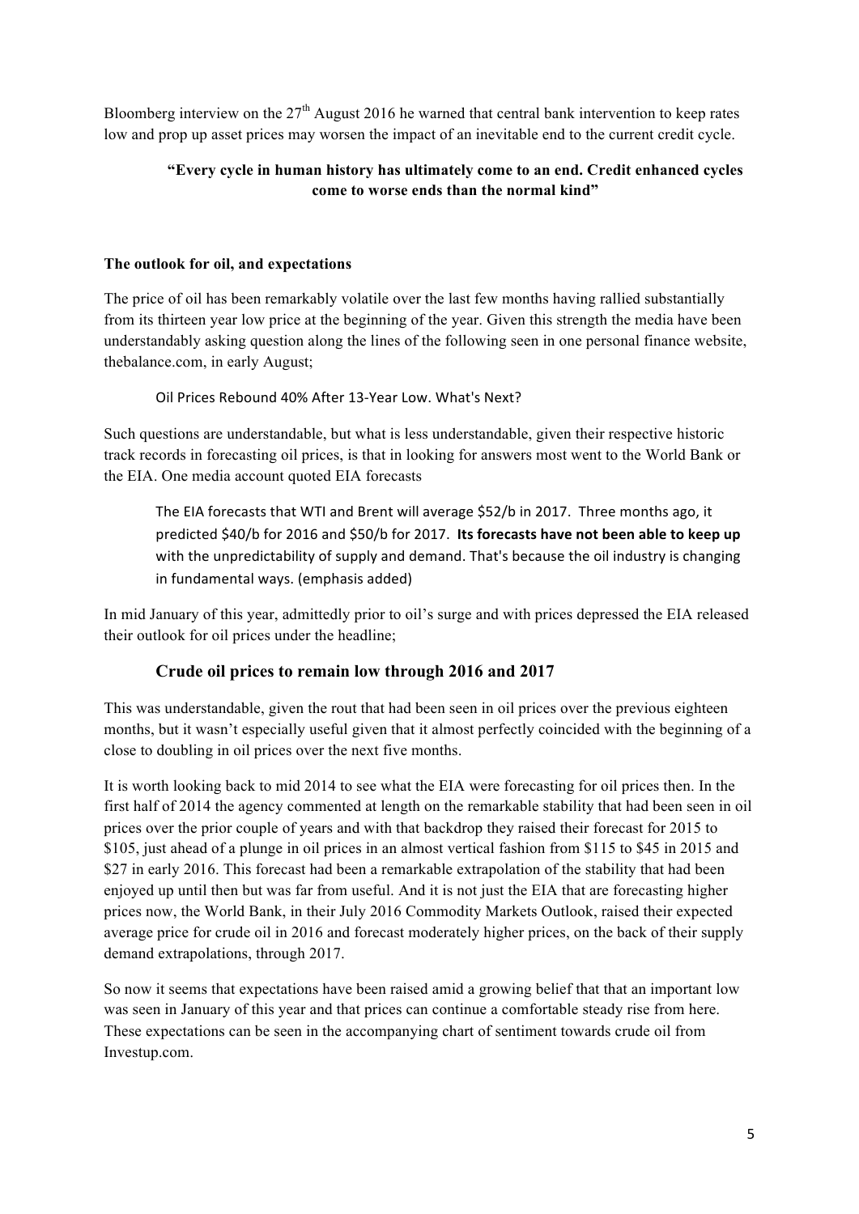Bloomberg interview on the 27th August 2016 he warned that central bank intervention to keep rates low and prop up asset prices may worsen the impact of an inevitable end to the current credit cycle.

> **"Every cycle in human history has ultimately come to an end. Credit enhanced cycles come to worse ends than the normal kind"**

**The outlook for oil, and expectations**

The price of oil has been remarkably volatile over the last few months having rallied substantially from its thirteen year low price at the beginning of the year. Given this strength the media have been understandably asking question along the lines of the following seen in one personal finance website, thebalance.com, in early August;

> Oil Prices Rebound 40% After 13-Year Low. What's Next?

Such questions are understandable, but what is less understandable, given their respective historic track records in forecasting oil prices, is that in looking for answers most went to the World Bank or the EIA. One media account quoted EIA forecasts

> The EIA forecasts that WTI and Brent will average $52/b in 2017. Three months ago, it predicted $40/b for 2016 and $50/b for 2017. **Its forecasts have not been able to keep up** with the unpredictability of supply and demand. That's because the oil industry is changing in fundamental ways. (emphasis added)

In mid January of this year, admittedly prior to oil's surge and with prices depressed the EIA released their outlook for oil prices under the headline;

### Crude oil prices to remain low through 2016 and 2017

This was understandable, given the rout that had been seen in oil prices over the previous eighteen months, but it wasn't especially useful given that it almost perfectly coincided with the beginning of a close to doubling in oil prices over the next five months.

It is worth looking back to mid 2014 to see what the EIA were forecasting for oil prices then. In the first half of 2014 the agency commented at length on the remarkable stability that had been seen in oil prices over the prior couple of years and with that backdrop they raised their forecast for 2015 to $105, just ahead of a plunge in oil prices in an almost vertical fashion from $115 to $45 in 2015 and $27 in early 2016. This forecast had been a remarkable extrapolation of the stability that had been enjoyed up until then but was far from useful. And it is not just the EIA that are forecasting higher prices now, the World Bank, in their July 2016 Commodity Markets Outlook, raised their expected average price for crude oil in 2016 and forecast moderately higher prices, on the back of their supply demand extrapolations, through 2017.

So now it seems that expectations have been raised amid a growing belief that that an important low was seen in January of this year and that prices can continue a comfortable steady rise from here. These expectations can be seen in the accompanying chart of sentiment towards crude oil from Investup.com.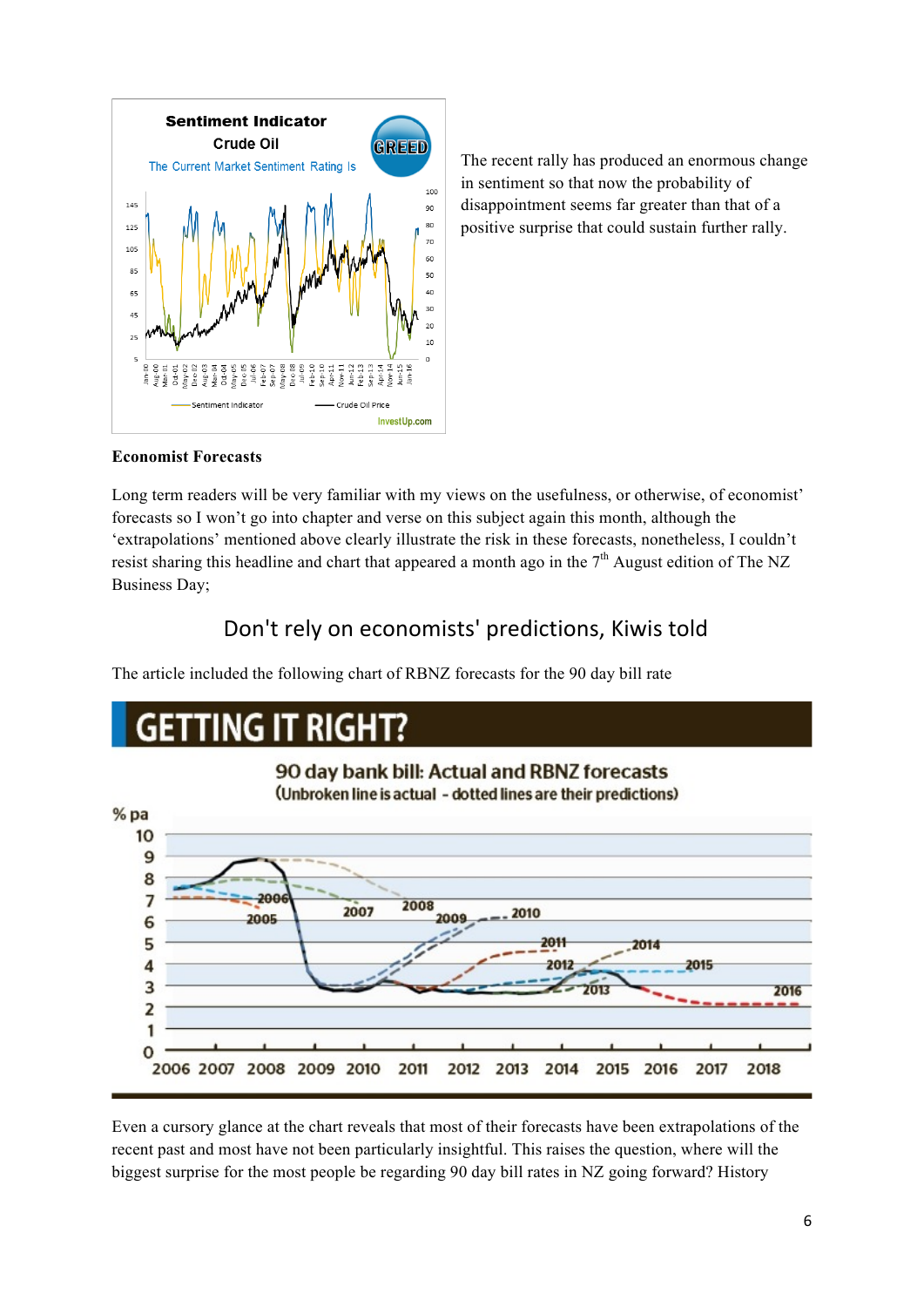The recent rally has produced an enormous change in sentiment so that now the probability of disappointment seems far greater than that of a positive surprise that could sustain further rally.

**Economist Forecasts**

Long term readers will be very familiar with my views on the usefulness, or otherwise, of economist' forecasts so I won't go into chapter and verse on this subject again this month, although the 'extrapolations' mentioned above clearly illustrate the risk in these forecasts, nonetheless, I couldn't resist sharing this headline and chart that appeared a month ago in the 7th August edition of The NZ Business Day;

## Don't rely on economists' predictions, Kiwis told

The article included the following chart of RBNZ forecasts for the 90 day bill rate

Even a cursory glance at the chart reveals that most of their forecasts have been extrapolations of the recent past and most have not been particularly insightful. This raises the question, where will the biggest surprise for the most people be regarding 90 day bill rates in NZ going forward? History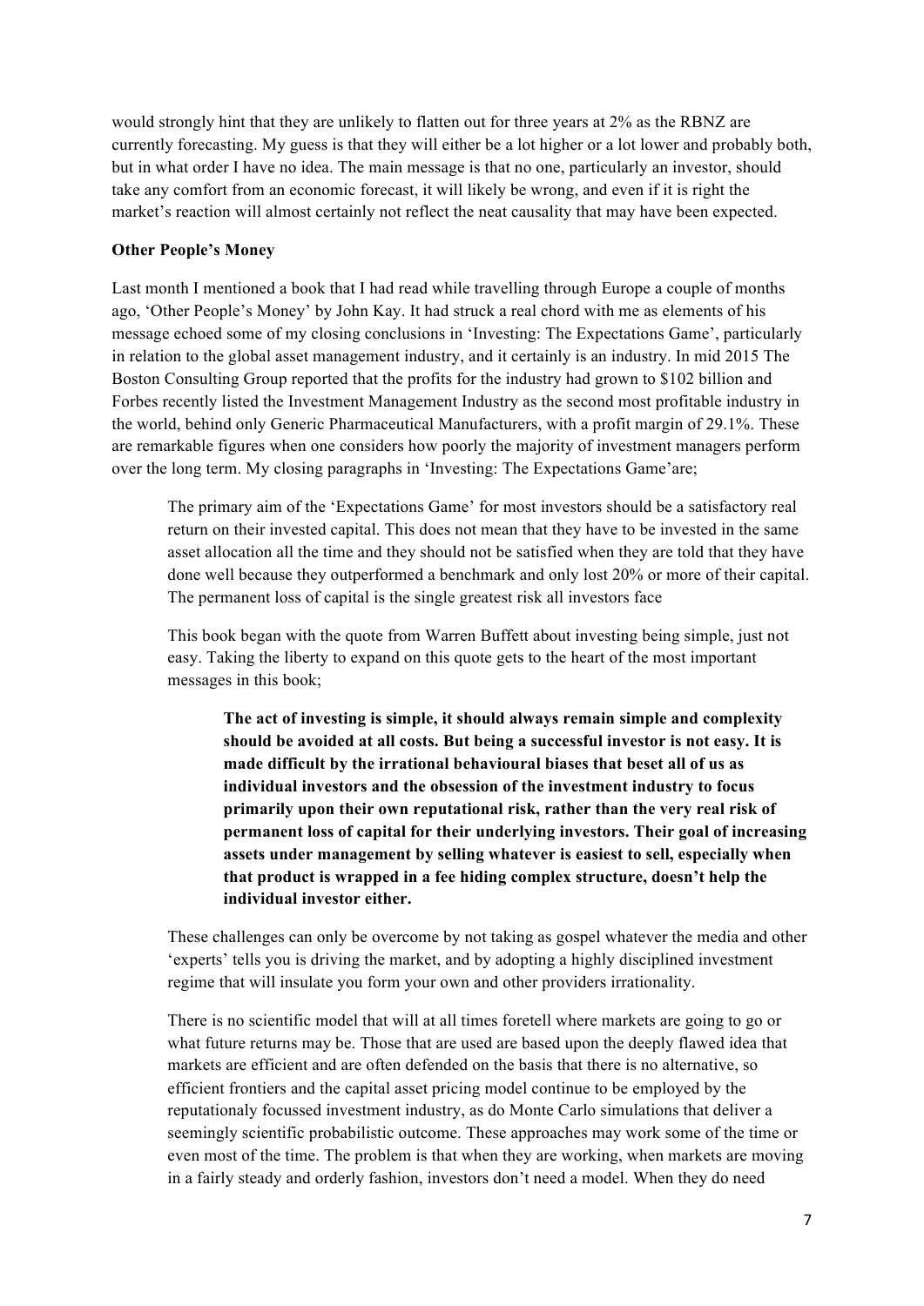would strongly hint that they are unlikely to flatten out for three years at 2% as the RBNZ are currently forecasting. My guess is that they will either be a lot higher or a lot lower and probably both, but in what order I have no idea. The main message is that no one, particularly an investor, should take any comfort from an economic forecast, it will likely be wrong, and even if it is right the market's reaction will almost certainly not reflect the neat causality that may have been expected.

**Other People's Money**

Last month I mentioned a book that I had read while travelling through Europe a couple of months ago, 'Other People's Money' by John Kay. It had struck a real chord with me as elements of his message echoed some of my closing conclusions in 'Investing: The Expectations Game', particularly in relation to the global asset management industry, and it certainly is an industry. In mid 2015 The Boston Consulting Group reported that the profits for the industry had grown to $102 billion and Forbes recently listed the Investment Management Industry as the second most profitable industry in the world, behind only Generic Pharmaceutical Manufacturers, with a profit margin of 29.1%. These are remarkable figures when one considers how poorly the majority of investment managers perform over the long term. My closing paragraphs in 'Investing: The Expectations Game'are;

> The primary aim of the 'Expectations Game' for most investors should be a satisfactory real return on their invested capital. This does not mean that they have to be invested in the same asset allocation all the time and they should not be satisfied when they are told that they have done well because they outperformed a benchmark and only lost 20% or more of their capital. The permanent loss of capital is the single greatest risk all investors face
>
> This book began with the quote from Warren Buffett about investing being simple, just not easy. Taking the liberty to expand on this quote gets to the heart of the most important messages in this book;
>
> > **The act of investing is simple, it should always remain simple and complexity should be avoided at all costs. But being a successful investor is not easy. It is made difficult by the irrational behavioural biases that beset all of us as individual investors and the obsession of the investment industry to focus primarily upon their own reputational risk, rather than the very real risk of permanent loss of capital for their underlying investors. Their goal of increasing assets under management by selling whatever is easiest to sell, especially when that product is wrapped in a fee hiding complex structure, doesn't help the individual investor either.**
>
> These challenges can only be overcome by not taking as gospel whatever the media and other 'experts' tells you is driving the market, and by adopting a highly disciplined investment regime that will insulate you form your own and other providers irrationality.
>
> There is no scientific model that will at all times foretell where markets are going to go or what future returns may be. Those that are used are based upon the deeply flawed idea that markets are efficient and are often defended on the basis that there is no alternative, so efficient frontiers and the capital asset pricing model continue to be employed by the reputationaly focussed investment industry, as do Monte Carlo simulations that deliver a seemingly scientific probabilistic outcome. These approaches may work some of the time or even most of the time. The problem is that when they are working, when markets are moving in a fairly steady and orderly fashion, investors don't need a model. When they do need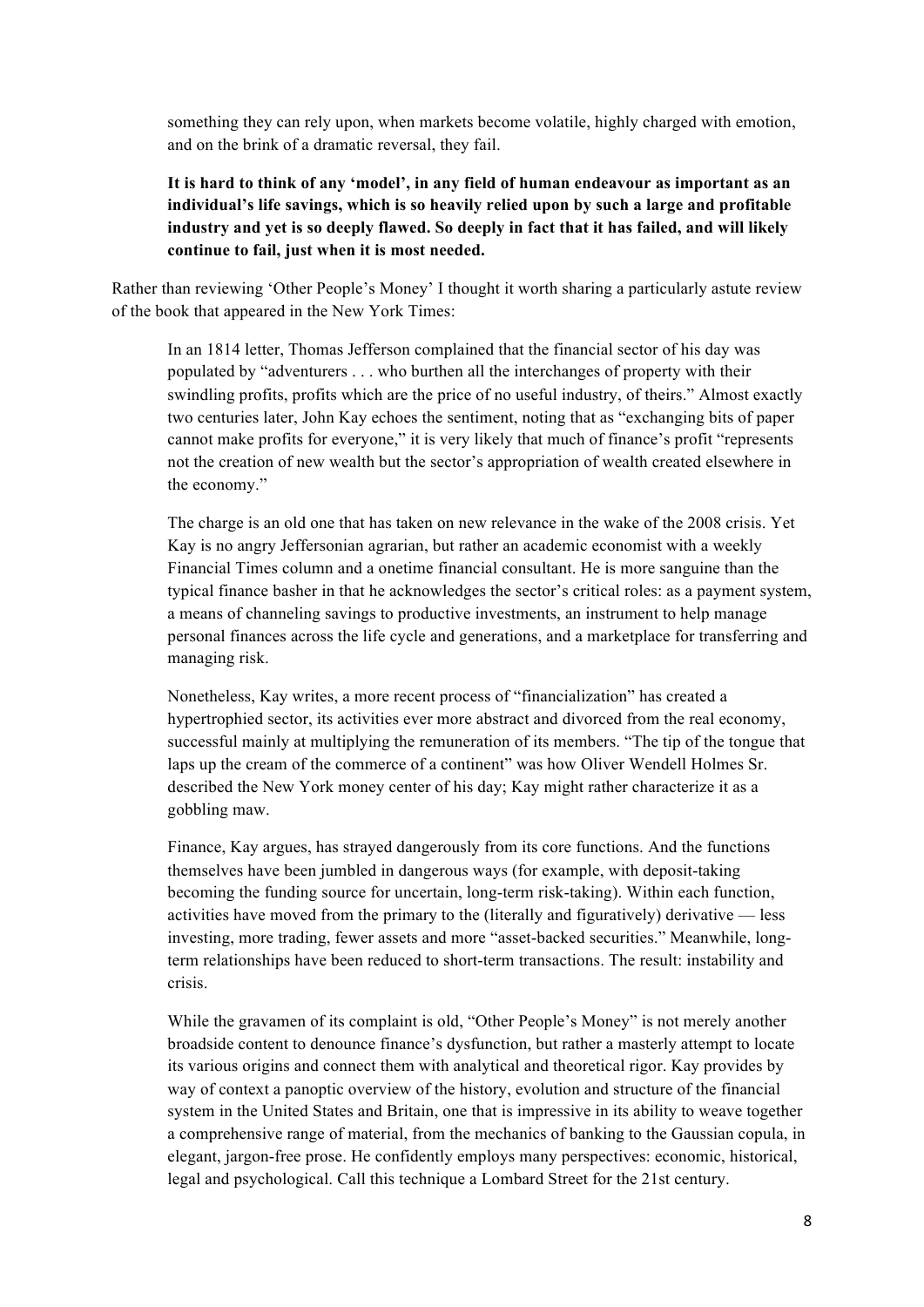something they can rely upon, when markets become volatile, highly charged with emotion, and on the brink of a dramatic reversal, they fail.

**It is hard to think of any 'model', in any field of human endeavour as important as an individual's life savings, which is so heavily relied upon by such a large and profitable industry and yet is so deeply flawed. So deeply in fact that it has failed, and will likely continue to fail, just when it is most needed.**

Rather than reviewing 'Other People's Money' I thought it worth sharing a particularly astute review of the book that appeared in the New York Times:

> In an 1814 letter, Thomas Jefferson complained that the financial sector of his day was populated by "adventurers . . . who burthen all the interchanges of property with their swindling profits, profits which are the price of no useful industry, of theirs." Almost exactly two centuries later, John Kay echoes the sentiment, noting that as "exchanging bits of paper cannot make profits for everyone," it is very likely that much of finance's profit "represents not the creation of new wealth but the sector's appropriation of wealth created elsewhere in the economy."
>
> The charge is an old one that has taken on new relevance in the wake of the 2008 crisis. Yet Kay is no angry Jeffersonian agrarian, but rather an academic economist with a weekly Financial Times column and a onetime financial consultant. He is more sanguine than the typical finance basher in that he acknowledges the sector's critical roles: as a payment system, a means of channeling savings to productive investments, an instrument to help manage personal finances across the life cycle and generations, and a marketplace for transferring and managing risk.
>
> Nonetheless, Kay writes, a more recent process of "financialization" has created a hypertrophied sector, its activities ever more abstract and divorced from the real economy, successful mainly at multiplying the remuneration of its members. "The tip of the tongue that laps up the cream of the commerce of a continent" was how Oliver Wendell Holmes Sr. described the New York money center of his day; Kay might rather characterize it as a gobbling maw.
>
> Finance, Kay argues, has strayed dangerously from its core functions. And the functions themselves have been jumbled in dangerous ways (for example, with deposit-taking becoming the funding source for uncertain, long-term risk-taking). Within each function, activities have moved from the primary to the (literally and figuratively) derivative — less investing, more trading, fewer assets and more "asset-backed securities." Meanwhile, long-term relationships have been reduced to short-term transactions. The result: instability and crisis.
>
> While the gravamen of its complaint is old, "Other People's Money" is not merely another broadside content to denounce finance's dysfunction, but rather a masterly attempt to locate its various origins and connect them with analytical and theoretical rigor. Kay provides by way of context a panoptic overview of the history, evolution and structure of the financial system in the United States and Britain, one that is impressive in its ability to weave together a comprehensive range of material, from the mechanics of banking to the Gaussian copula, in elegant, jargon-free prose. He confidently employs many perspectives: economic, historical, legal and psychological. Call this technique a Lombard Street for the 21st century.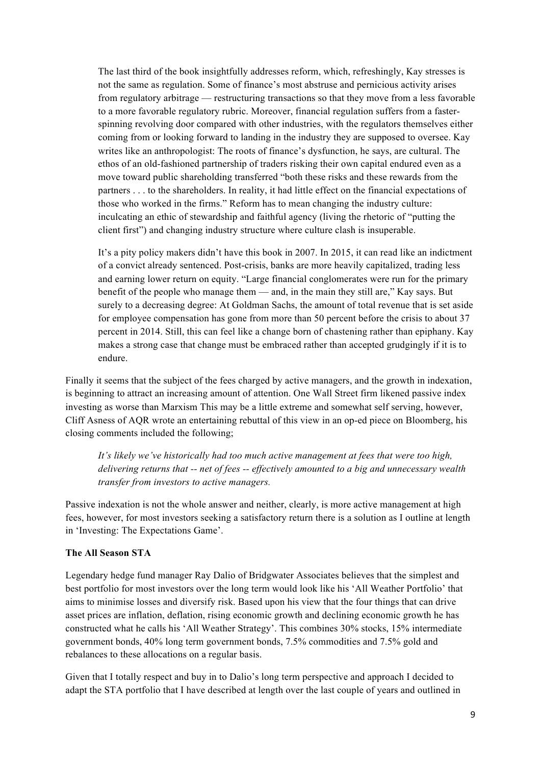> The last third of the book insightfully addresses reform, which, refreshingly, Kay stresses is not the same as regulation. Some of finance's most abstruse and pernicious activity arises from regulatory arbitrage — restructuring transactions so that they move from a less favorable to a more favorable regulatory rubric. Moreover, financial regulation suffers from a faster-spinning revolving door compared with other industries, with the regulators themselves either coming from or looking forward to landing in the industry they are supposed to oversee. Kay writes like an anthropologist: The roots of finance's dysfunction, he says, are cultural. The ethos of an old-fashioned partnership of traders risking their own capital endured even as a move toward public shareholding transferred "both these risks and these rewards from the partners . . . to the shareholders. In reality, it had little effect on the financial expectations of those who worked in the firms." Reform has to mean changing the industry culture: inculcating an ethic of stewardship and faithful agency (living the rhetoric of "putting the client first") and changing industry structure where culture clash is insuperable.
>
> It's a pity policy makers didn't have this book in 2007. In 2015, it can read like an indictment of a convict already sentenced. Post-crisis, banks are more heavily capitalized, trading less and earning lower return on equity. "Large financial conglomerates were run for the primary benefit of the people who manage them — and, in the main they still are," Kay says. But surely to a decreasing degree: At Goldman Sachs, the amount of total revenue that is set aside for employee compensation has gone from more than 50 percent before the crisis to about 37 percent in 2014. Still, this can feel like a change born of chastening rather than epiphany. Kay makes a strong case that change must be embraced rather than accepted grudgingly if it is to endure.

Finally it seems that the subject of the fees charged by active managers, and the growth in indexation, is beginning to attract an increasing amount of attention. One Wall Street firm likened passive index investing as worse than Marxism This may be a little extreme and somewhat self serving, however, Cliff Asness of AQR wrote an entertaining rebuttal of this view in an op-ed piece on Bloomberg, his closing comments included the following;

> *It's likely we've historically had too much active management at fees that were too high, delivering returns that -- net of fees -- effectively amounted to a big and unnecessary wealth transfer from investors to active managers.*

Passive indexation is not the whole answer and neither, clearly, is more active management at high fees, however, for most investors seeking a satisfactory return there is a solution as I outline at length in 'Investing: The Expectations Game'.

**The All Season STA**

Legendary hedge fund manager Ray Dalio of Bridgwater Associates believes that the simplest and best portfolio for most investors over the long term would look like his 'All Weather Portfolio' that aims to minimise losses and diversify risk. Based upon his view that the four things that can drive asset prices are inflation, deflation, rising economic growth and declining economic growth he has constructed what he calls his 'All Weather Strategy'. This combines 30% stocks, 15% intermediate government bonds, 40% long term government bonds, 7.5% commodities and 7.5% gold and rebalances to these allocations on a regular basis.

Given that I totally respect and buy in to Dalio's long term perspective and approach I decided to adapt the STA portfolio that I have described at length over the last couple of years and outlined in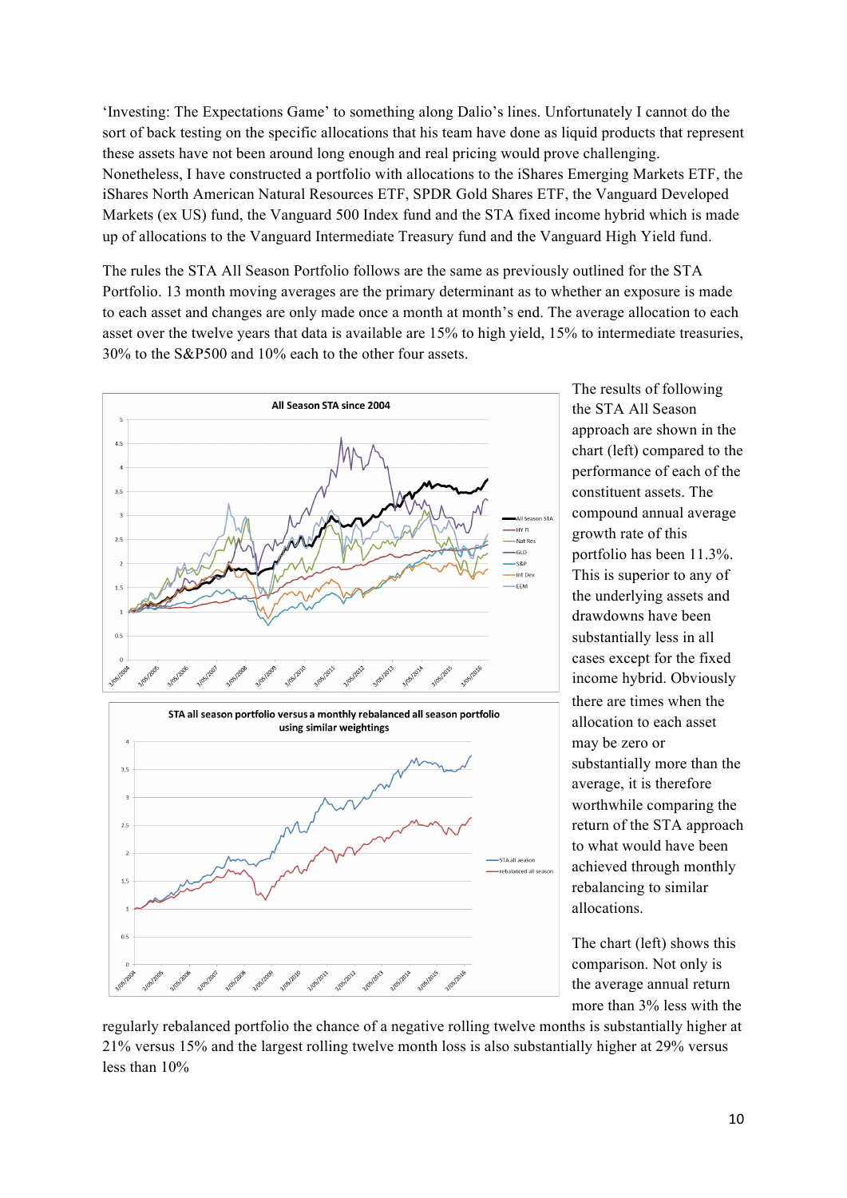'Investing: The Expectations Game' to something along Dalio's lines. Unfortunately I cannot do the sort of back testing on the specific allocations that his team have done as liquid products that represent these assets have not been around long enough and real pricing would prove challenging. Nonetheless, I have constructed a portfolio with allocations to the iShares Emerging Markets ETF, the iShares North American Natural Resources ETF, SPDR Gold Shares ETF, the Vanguard Developed Markets (ex US) fund, the Vanguard 500 Index fund and the STA fixed income hybrid which is made up of allocations to the Vanguard Intermediate Treasury fund and the Vanguard High Yield fund.

The rules the STA All Season Portfolio follows are the same as previously outlined for the STA Portfolio. 13 month moving averages are the primary determinant as to whether an exposure is made to each asset and changes are only made once a month at month's end. The average allocation to each asset over the twelve years that data is available are 15% to high yield, 15% to intermediate treasuries, 30% to the S&P500 and 10% each to the other four assets.

The results of following the STA All Season approach are shown in the chart (left) compared to the performance of each of the constituent assets. The compound annual average growth rate of this portfolio has been 11.3%. This is superior to any of the underlying assets and drawdowns have been substantially less in all cases except for the fixed income hybrid. Obviously there are times when the allocation to each asset may be zero or substantially more than the average, it is therefore worthwhile comparing the return of the STA approach to what would have been achieved through monthly rebalancing to similar allocations.

The chart (left) shows this comparison. Not only is the average annual return more than 3% less with the regularly rebalanced portfolio the chance of a negative rolling twelve months is substantially higher at 21% versus 15% and the largest rolling twelve month loss is also substantially higher at 29% versus less than 10%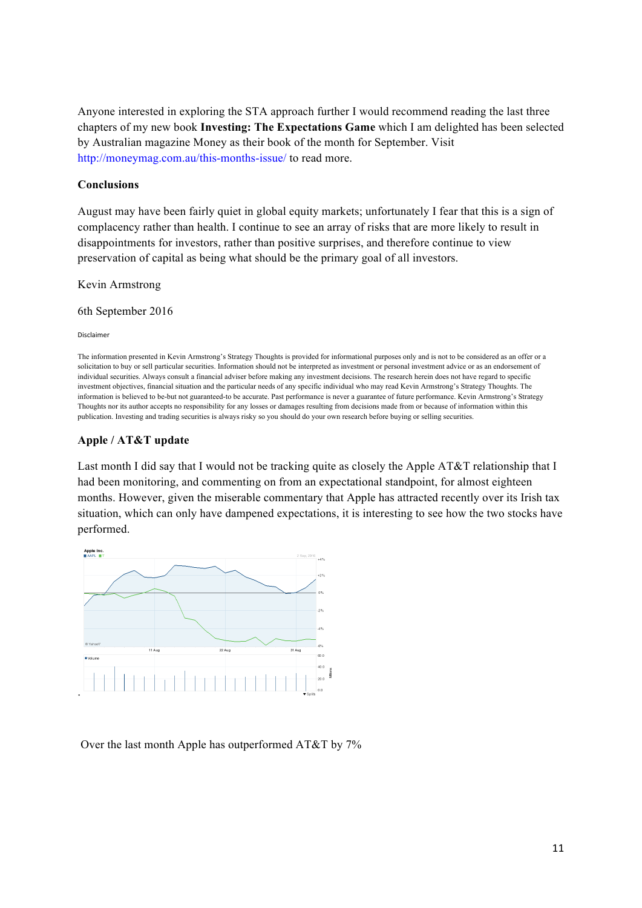Anyone interested in exploring the STA approach further I would recommend reading the last three chapters of my new book **Investing: The Expectations Game** which I am delighted has been selected by Australian magazine Money as their book of the month for September. Visit http://moneymag.com.au/this-months-issue/ to read more.

**Conclusions**

August may have been fairly quiet in global equity markets; unfortunately I fear that this is a sign of complacency rather than health. I continue to see an array of risks that are more likely to result in disappointments for investors, rather than positive surprises, and therefore continue to view preservation of capital as being what should be the primary goal of all investors.

Kevin Armstrong

6th September 2016

Disclaimer

The information presented in Kevin Armstrong's Strategy Thoughts is provided for informational purposes only and is not to be considered as an offer or a solicitation to buy or sell particular securities. Information should not be interpreted as investment or personal investment advice or as an endorsement of individual securities. Always consult a financial adviser before making any investment decisions. The research herein does not have regard to specific investment objectives, financial situation and the particular needs of any specific individual who may read Kevin Armstrong's Strategy Thoughts. The information is believed to be-but not guaranteed-to be accurate. Past performance is never a guarantee of future performance. Kevin Armstrong's Strategy Thoughts nor its author accepts no responsibility for any losses or damages resulting from decisions made from or because of information within this publication. Investing and trading securities is always risky so you should do your own research before buying or selling securities.

**Apple / AT&T update**

Last month I did say that I would not be tracking quite as closely the Apple AT&T relationship that I had been monitoring, and commenting on from an expectational standpoint, for almost eighteen months. However, given the miserable commentary that Apple has attracted recently over its Irish tax situation, which can only have dampened expectations, it is interesting to see how the two stocks have performed.

Apple Inc.
AAPL T
2 Sep, 2016
+4%
+2%
0%
-2%
-4%
-6%
© Yahoo!
11 Aug
22 Aug
31 Aug
Volume
60.0
40.0
20.0
0.0
Millions
Splits

Over the last month Apple has outperformed AT&T by 7%